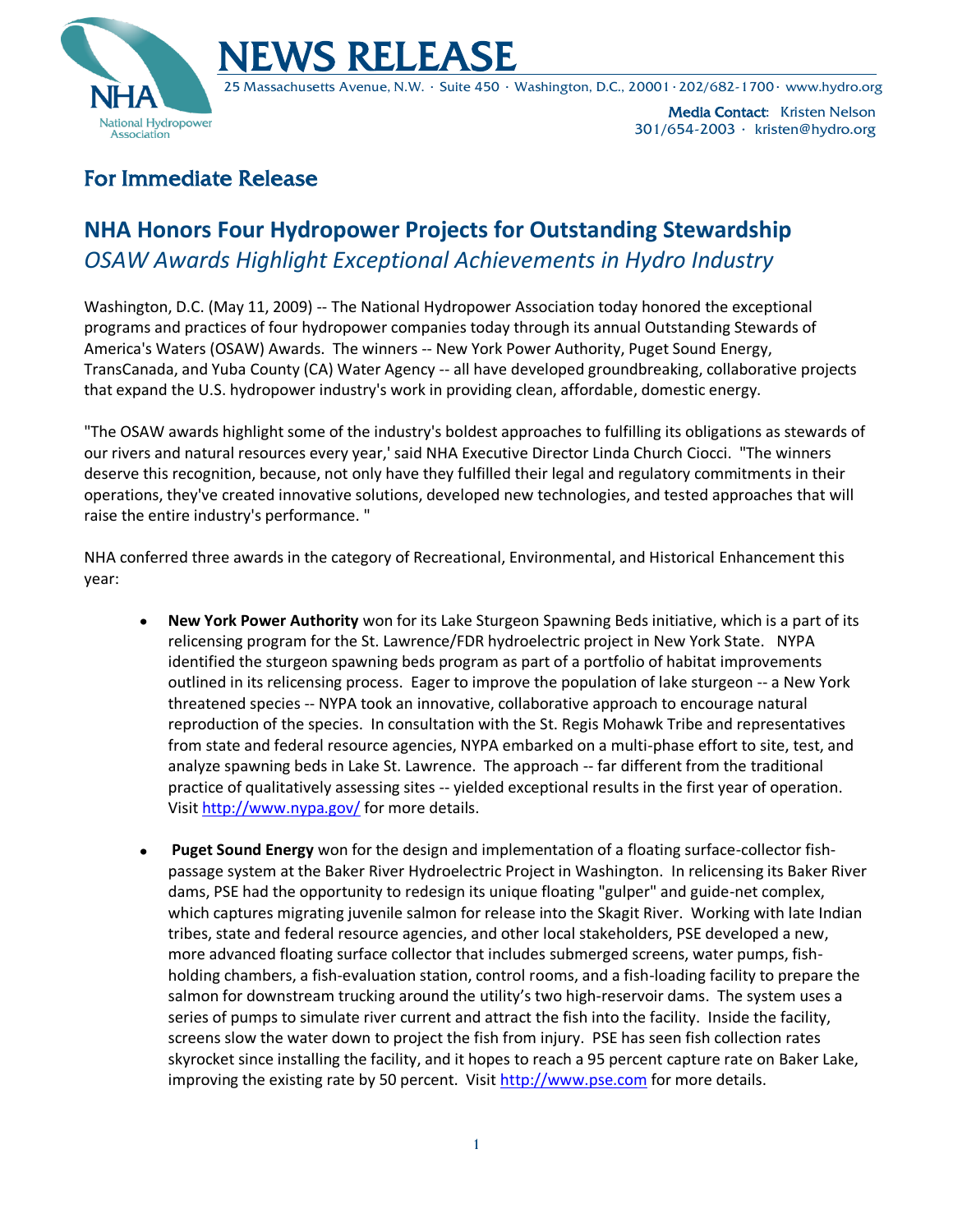# NEWS RELEASE

25 Massachusetts Avenue, N.W. · Suite 450 · Washington, D.C., 20001 · 202/682-1700 · www.hydro.org

National Hydropower Association

**Media Contact**: Kristen Nelson
301/654-2003 · kristen@hydro.org

## For Immediate Release

## NHA Honors Four Hydropower Projects for Outstanding Stewardship

### *OSAW Awards Highlight Exceptional Achievements in Hydro Industry*

Washington, D.C. (May 11, 2009) -- The National Hydropower Association today honored the exceptional programs and practices of four hydropower companies today through its annual Outstanding Stewards of America's Waters (OSAW) Awards. The winners -- New York Power Authority, Puget Sound Energy, TransCanada, and Yuba County (CA) Water Agency -- all have developed groundbreaking, collaborative projects that expand the U.S. hydropower industry's work in providing clean, affordable, domestic energy.

"The OSAW awards highlight some of the industry's boldest approaches to fulfilling its obligations as stewards of our rivers and natural resources every year,' said NHA Executive Director Linda Church Ciocci. "The winners deserve this recognition, because, not only have they fulfilled their legal and regulatory commitments in their operations, they've created innovative solutions, developed new technologies, and tested approaches that will raise the entire industry's performance. "

NHA conferred three awards in the category of Recreational, Environmental, and Historical Enhancement this year:

- **New York Power Authority** won for its Lake Sturgeon Spawning Beds initiative, which is a part of its relicensing program for the St. Lawrence/FDR hydroelectric project in New York State. NYPA identified the sturgeon spawning beds program as part of a portfolio of habitat improvements outlined in its relicensing process. Eager to improve the population of lake sturgeon -- a New York threatened species -- NYPA took an innovative, collaborative approach to encourage natural reproduction of the species. In consultation with the St. Regis Mohawk Tribe and representatives from state and federal resource agencies, NYPA embarked on a multi-phase effort to site, test, and analyze spawning beds in Lake St. Lawrence. The approach -- far different from the traditional practice of qualitatively assessing sites -- yielded exceptional results in the first year of operation. Visit http://www.nypa.gov/ for more details.

- **Puget Sound Energy** won for the design and implementation of a floating surface-collector fish-passage system at the Baker River Hydroelectric Project in Washington. In relicensing its Baker River dams, PSE had the opportunity to redesign its unique floating "gulper" and guide-net complex, which captures migrating juvenile salmon for release into the Skagit River. Working with late Indian tribes, state and federal resource agencies, and other local stakeholders, PSE developed a new, more advanced floating surface collector that includes submerged screens, water pumps, fish-holding chambers, a fish-evaluation station, control rooms, and a fish-loading facility to prepare the salmon for downstream trucking around the utility's two high-reservoir dams. The system uses a series of pumps to simulate river current and attract the fish into the facility. Inside the facility, screens slow the water down to project the fish from injury. PSE has seen fish collection rates skyrocket since installing the facility, and it hopes to reach a 95 percent capture rate on Baker Lake, improving the existing rate by 50 percent. Visit http://www.pse.com for more details.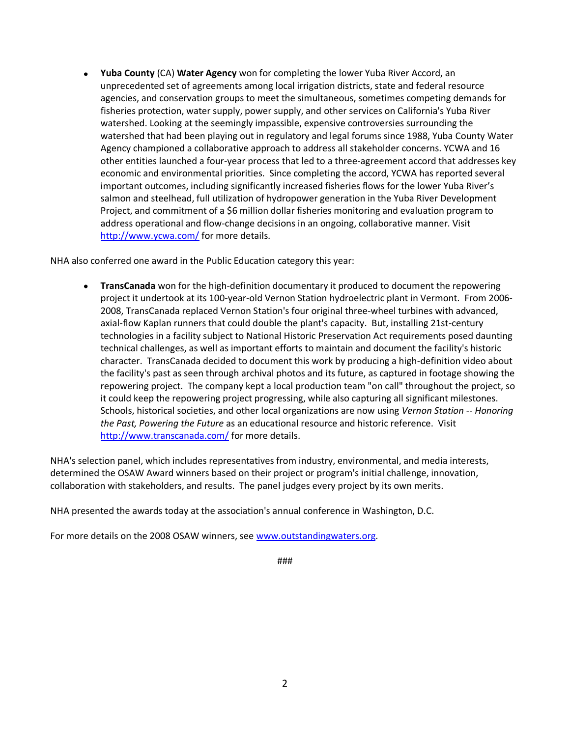- **Yuba County** (CA) **Water Agency** won for completing the lower Yuba River Accord, an unprecedented set of agreements among local irrigation districts, state and federal resource agencies, and conservation groups to meet the simultaneous, sometimes competing demands for fisheries protection, water supply, power supply, and other services on California's Yuba River watershed. Looking at the seemingly impassible, expensive controversies surrounding the watershed that had been playing out in regulatory and legal forums since 1988, Yuba County Water Agency championed a collaborative approach to address all stakeholder concerns. YCWA and 16 other entities launched a four-year process that led to a three-agreement accord that addresses key economic and environmental priorities. Since completing the accord, YCWA has reported several important outcomes, including significantly increased fisheries flows for the lower Yuba River's salmon and steelhead, full utilization of hydropower generation in the Yuba River Development Project, and commitment of a $6 million dollar fisheries monitoring and evaluation program to address operational and flow-change decisions in an ongoing, collaborative manner. Visit http://www.ycwa.com/ for more details.

NHA also conferred one award in the Public Education category this year:

- **TransCanada** won for the high-definition documentary it produced to document the repowering project it undertook at its 100-year-old Vernon Station hydroelectric plant in Vermont. From 2006-2008, TransCanada replaced Vernon Station's four original three-wheel turbines with advanced, axial-flow Kaplan runners that could double the plant's capacity. But, installing 21st-century technologies in a facility subject to National Historic Preservation Act requirements posed daunting technical challenges, as well as important efforts to maintain and document the facility's historic character. TransCanada decided to document this work by producing a high-definition video about the facility's past as seen through archival photos and its future, as captured in footage showing the repowering project. The company kept a local production team "on call" throughout the project, so it could keep the repowering project progressing, while also capturing all significant milestones. Schools, historical societies, and other local organizations are now using *Vernon Station -- Honoring the Past, Powering the Future* as an educational resource and historic reference. Visit http://www.transcanada.com/ for more details.

NHA's selection panel, which includes representatives from industry, environmental, and media interests, determined the OSAW Award winners based on their project or program's initial challenge, innovation, collaboration with stakeholders, and results. The panel judges every project by its own merits.

NHA presented the awards today at the association's annual conference in Washington, D.C.

For more details on the 2008 OSAW winners, see www.outstandingwaters.org.

###